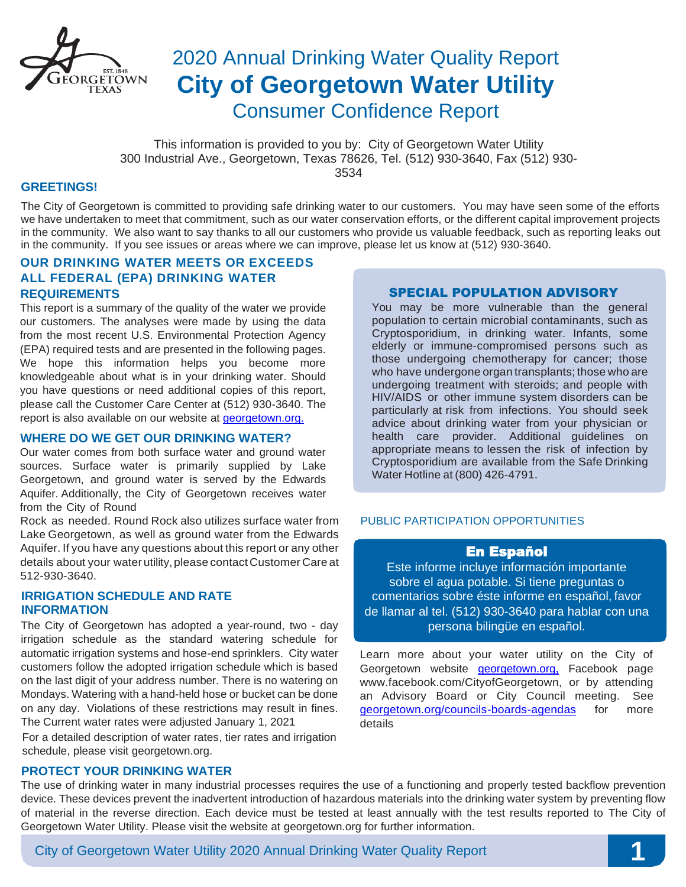# 2020 Annual Drinking Water Quality Report

# City of Georgetown Water Utility

## Consumer Confidence Report

This information is provided to you by: City of Georgetown Water Utility
300 Industrial Ave., Georgetown, Texas 78626, Tel. (512) 930-3640, Fax (512) 930-3534

### GREETINGS!

The City of Georgetown is committed to providing safe drinking water to our customers. You may have seen some of the efforts we have undertaken to meet that commitment, such as our water conservation efforts, or the different capital improvement projects in the community. We also want to say thanks to all our customers who provide us valuable feedback, such as reporting leaks out in the community. If you see issues or areas where we can improve, please let us know at (512) 930-3640.

### OUR DRINKING WATER MEETS OR EXCEEDS ALL FEDERAL (EPA) DRINKING WATER REQUIREMENTS

This report is a summary of the quality of the water we provide our customers. The analyses were made by using the data from the most recent U.S. Environmental Protection Agency (EPA) required tests and are presented in the following pages. We hope this information helps you become more knowledgeable about what is in your drinking water. Should you have questions or need additional copies of this report, please call the Customer Care Center at (512) 930-3640. The report is also available on our website at [georgetown.org.](georgetown.org)

### WHERE DO WE GET OUR DRINKING WATER?

Our water comes from both surface water and ground water sources. Surface water is primarily supplied by Lake Georgetown, and ground water is served by the Edwards Aquifer. Additionally, the City of Georgetown receives water from the City of Round Rock as needed. Round Rock also utilizes surface water from Lake Georgetown, as well as ground water from the Edwards Aquifer. If you have any questions about this report or any other details about your water utility, please contact Customer Care at 512-930-3640.

### IRRIGATION SCHEDULE AND RATE INFORMATION

The City of Georgetown has adopted a year-round, two - day irrigation schedule as the standard watering schedule for automatic irrigation systems and hose-end sprinklers. City water customers follow the adopted irrigation schedule which is based on the last digit of your address number. There is no watering on Mondays. Watering with a hand-held hose or bucket can be done on any day. Violations of these restrictions may result in fines. The Current water rates were adjusted January 1, 2021

For a detailed description of water rates, tier rates and irrigation schedule, please visit georgetown.org.

### SPECIAL POPULATION ADVISORY

You may be more vulnerable than the general population to certain microbial contaminants, such as Cryptosporidium, in drinking water. Infants, some elderly or immune-compromised persons such as those undergoing chemotherapy for cancer; those who have undergone organ transplants; those who are undergoing treatment with steroids; and people with HIV/AIDS or other immune system disorders can be particularly at risk from infections. You should seek advice about drinking water from your physician or health care provider. Additional guidelines on appropriate means to lessen the risk of infection by Cryptosporidium are available from the Safe Drinking Water Hotline at (800) 426-4791.

### PUBLIC PARTICIPATION OPPORTUNITIES

#### En Español

Este informe incluye información importante sobre el agua potable. Si tiene preguntas o comentarios sobre éste informe en español, favor de llamar al tel. (512) 930-3640 para hablar con una persona bilingüe en español.

Learn more about your water utility on the City of Georgetown website [georgetown.org,](georgetown.org) Facebook page www.facebook.com/CityofGeorgetown, or by attending an Advisory Board or City Council meeting. See [georgetown.org/councils-boards-agendas](georgetown.org/councils-boards-agendas) for more details

### PROTECT YOUR DRINKING WATER

The use of drinking water in many industrial processes requires the use of a functioning and properly tested backflow prevention device. These devices prevent the inadvertent introduction of hazardous materials into the drinking water system by preventing flow of material in the reverse direction. Each device must be tested at least annually with the test results reported to The City of Georgetown Water Utility. Please visit the website at georgetown.org for further information.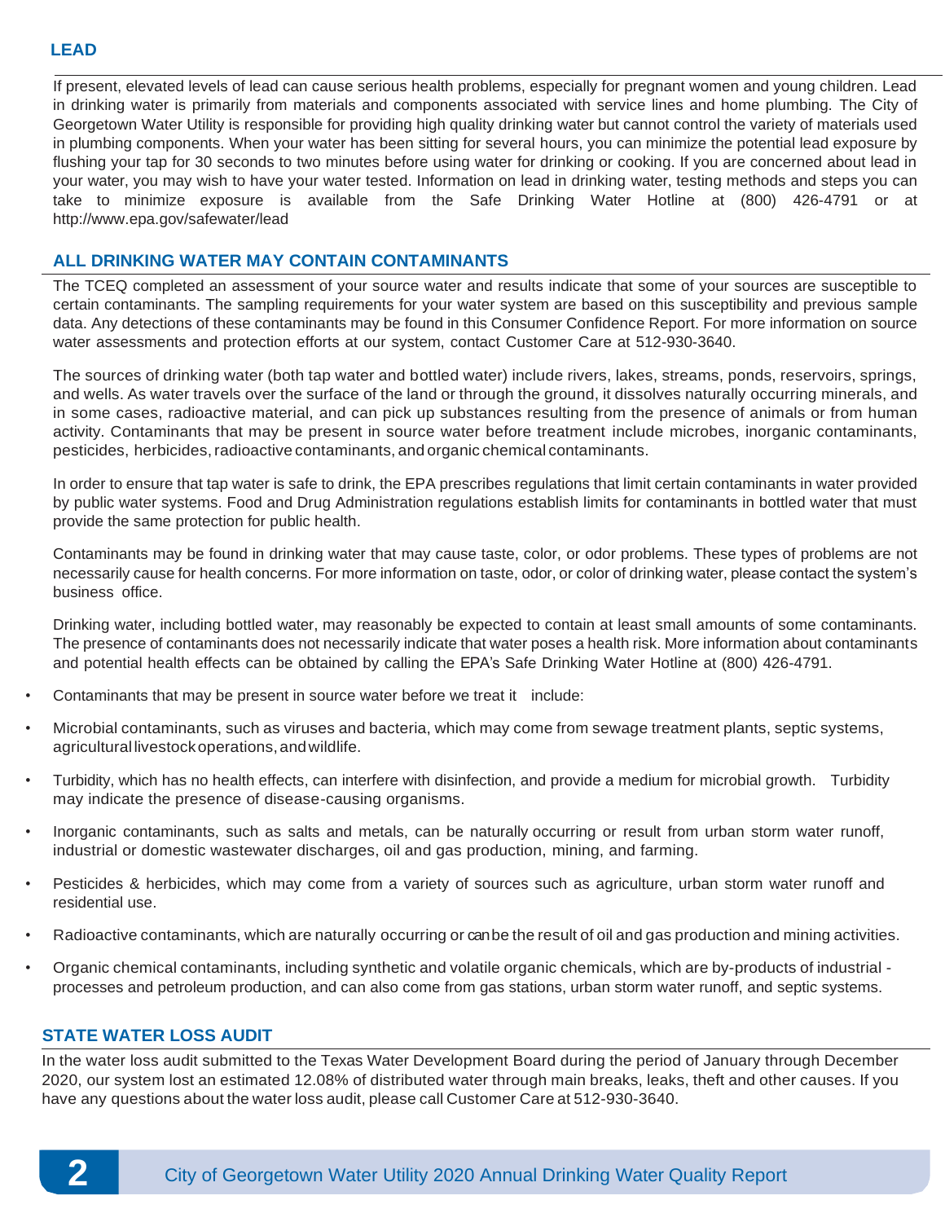## LEAD

If present, elevated levels of lead can cause serious health problems, especially for pregnant women and young children. Lead in drinking water is primarily from materials and components associated with service lines and home plumbing. The City of Georgetown Water Utility is responsible for providing high quality drinking water but cannot control the variety of materials used in plumbing components. When your water has been sitting for several hours, you can minimize the potential lead exposure by flushing your tap for 30 seconds to two minutes before using water for drinking or cooking. If you are concerned about lead in your water, you may wish to have your water tested. Information on lead in drinking water, testing methods and steps you can take to minimize exposure is available from the Safe Drinking Water Hotline at (800) 426-4791 or at http://www.epa.gov/safewater/lead

## ALL DRINKING WATER MAY CONTAIN CONTAMINANTS

The TCEQ completed an assessment of your source water and results indicate that some of your sources are susceptible to certain contaminants. The sampling requirements for your water system are based on this susceptibility and previous sample data. Any detections of these contaminants may be found in this Consumer Confidence Report. For more information on source water assessments and protection efforts at our system, contact Customer Care at 512-930-3640.

The sources of drinking water (both tap water and bottled water) include rivers, lakes, streams, ponds, reservoirs, springs, and wells. As water travels over the surface of the land or through the ground, it dissolves naturally occurring minerals, and in some cases, radioactive material, and can pick up substances resulting from the presence of animals or from human activity. Contaminants that may be present in source water before treatment include microbes, inorganic contaminants, pesticides, herbicides, radioactive contaminants, and organic chemical contaminants.

In order to ensure that tap water is safe to drink, the EPA prescribes regulations that limit certain contaminants in water provided by public water systems. Food and Drug Administration regulations establish limits for contaminants in bottled water that must provide the same protection for public health.

Contaminants may be found in drinking water that may cause taste, color, or odor problems. These types of problems are not necessarily cause for health concerns. For more information on taste, odor, or color of drinking water, please contact the system's business office.

Drinking water, including bottled water, may reasonably be expected to contain at least small amounts of some contaminants. The presence of contaminants does not necessarily indicate that water poses a health risk. More information about contaminants and potential health effects can be obtained by calling the EPA's Safe Drinking Water Hotline at (800) 426-4791.

- Contaminants that may be present in source water before we treat it include:
- Microbial contaminants, such as viruses and bacteria, which may come from sewage treatment plants, septic systems, agricultural livestock operations, and wildlife.
- Turbidity, which has no health effects, can interfere with disinfection, and provide a medium for microbial growth. Turbidity may indicate the presence of disease-causing organisms.
- Inorganic contaminants, such as salts and metals, can be naturally occurring or result from urban storm water runoff, industrial or domestic wastewater discharges, oil and gas production, mining, and farming.
- Pesticides & herbicides, which may come from a variety of sources such as agriculture, urban storm water runoff and residential use.
- Radioactive contaminants, which are naturally occurring or can be the result of oil and gas production and mining activities.
- Organic chemical contaminants, including synthetic and volatile organic chemicals, which are by-products of industrial - processes and petroleum production, and can also come from gas stations, urban storm water runoff, and septic systems.

## STATE WATER LOSS AUDIT

In the water loss audit submitted to the Texas Water Development Board during the period of January through December 2020, our system lost an estimated 12.08% of distributed water through main breaks, leaks, theft and other causes. If you have any questions about the water loss audit, please call Customer Care at 512-930-3640.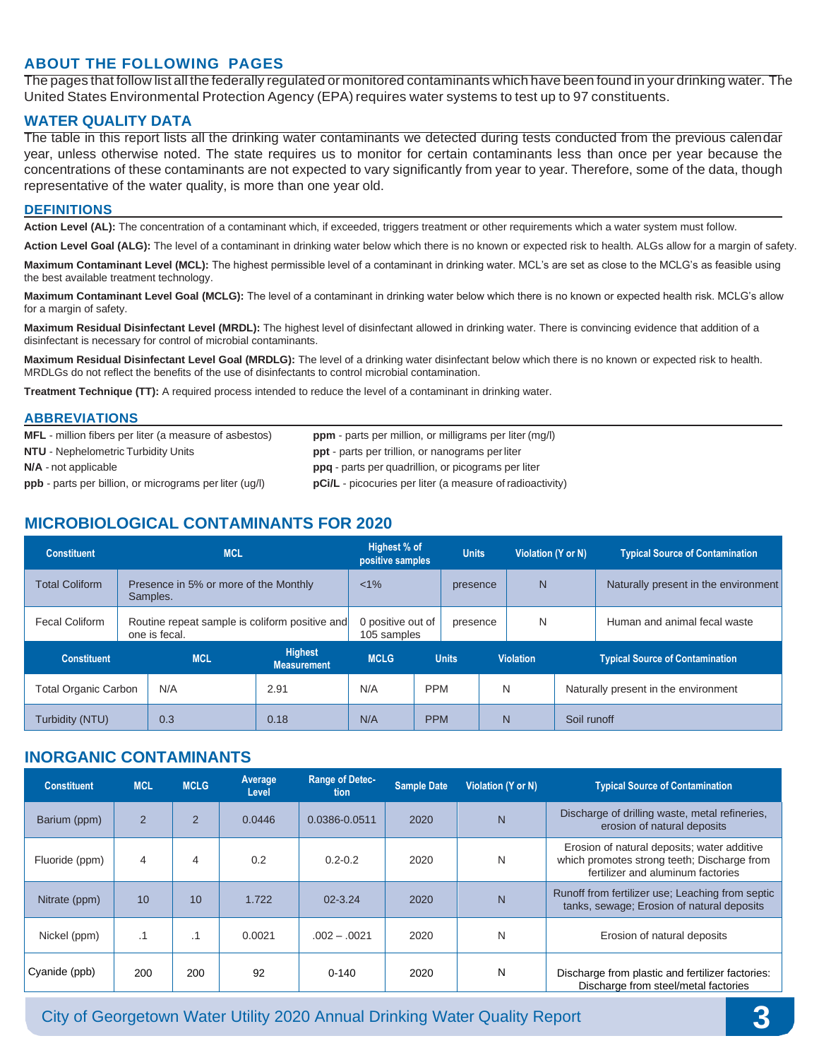## ABOUT THE FOLLOWING PAGES

The pages that follow list all the federally regulated or monitored contaminants which have been found in your drinking water. The United States Environmental Protection Agency (EPA) requires water systems to test up to 97 constituents.

## WATER QUALITY DATA

The table in this report lists all the drinking water contaminants we detected during tests conducted from the previous calendar year, unless otherwise noted. The state requires us to monitor for certain contaminants less than once per year because the concentrations of these contaminants are not expected to vary significantly from year to year. Therefore, some of the data, though representative of the water quality, is more than one year old.

### DEFINITIONS

**Action Level (AL):** The concentration of a contaminant which, if exceeded, triggers treatment or other requirements which a water system must follow.

**Action Level Goal (ALG):** The level of a contaminant in drinking water below which there is no known or expected risk to health. ALGs allow for a margin of safety.

**Maximum Contaminant Level (MCL):** The highest permissible level of a contaminant in drinking water. MCL's are set as close to the MCLG's as feasible using the best available treatment technology.

**Maximum Contaminant Level Goal (MCLG):** The level of a contaminant in drinking water below which there is no known or expected health risk. MCLG's allow for a margin of safety.

**Maximum Residual Disinfectant Level (MRDL):** The highest level of disinfectant allowed in drinking water. There is convincing evidence that addition of a disinfectant is necessary for control of microbial contaminants.

**Maximum Residual Disinfectant Level Goal (MRDLG):** The level of a drinking water disinfectant below which there is no known or expected risk to health. MRDLGs do not reflect the benefits of the use of disinfectants to control microbial contamination.

**Treatment Technique (TT):** A required process intended to reduce the level of a contaminant in drinking water.

### ABBREVIATIONS

**MFL** - million fibers per liter (a measure of asbestos)
**NTU** - Nephelometric Turbidity Units
**N/A** - not applicable
**ppb** - parts per billion, or micrograms per liter (ug/l)
**ppm** - parts per million, or milligrams per liter (mg/l)
**ppt** - parts per trillion, or nanograms per liter
**ppq** - parts per quadrillion, or picograms per liter
**pCi/L** - picocuries per liter (a measure of radioactivity)

## MICROBIOLOGICAL CONTAMINANTS FOR 2020

| Constituent | MCL | Highest % of positive samples | Units | Violation (Y or N) | Typical Source of Contamination |
|---|---|---|---|---|---|
| Total Coliform | Presence in 5% or more of the Monthly Samples. | <1% | presence | N | Naturally present in the environment |
| Fecal Coliform | Routine repeat sample is coliform positive and one is fecal. | 0 positive out of 105 samples | presence | N | Human and animal fecal waste |

| Constituent | MCL | Highest Measurement | MCLG | Units | Violation | Typical Source of Contamination |
|---|---|---|---|---|---|---|
| Total Organic Carbon | N/A | 2.91 | N/A | PPM | N | Naturally present in the environment |
| Turbidity (NTU) | 0.3 | 0.18 | N/A | PPM | N | Soil runoff |

## INORGANIC CONTAMINANTS

| Constituent | MCL | MCLG | Average Level | Range of Detection | Sample Date | Violation (Y or N) | Typical Source of Contamination |
|---|---|---|---|---|---|---|---|
| Barium (ppm) | 2 | 2 | 0.0446 | 0.0386-0.0511 | 2020 | N | Discharge of drilling waste, metal refineries, erosion of natural deposits |
| Fluoride (ppm) | 4 | 4 | 0.2 | 0.2-0.2 | 2020 | N | Erosion of natural deposits; water additive which promotes strong teeth; Discharge from fertilizer and aluminum factories |
| Nitrate (ppm) | 10 | 10 | 1.722 | 02-3.24 | 2020 | N | Runoff from fertilizer use; Leaching from septic tanks, sewage; Erosion of natural deposits |
| Nickel (ppm) | .1 | .1 | 0.0021 | .002 – .0021 | 2020 | N | Erosion of natural deposits |
| Cyanide (ppb) | 200 | 200 | 92 | 0-140 | 2020 | N | Discharge from plastic and fertilizer factories: Discharge from steel/metal factories |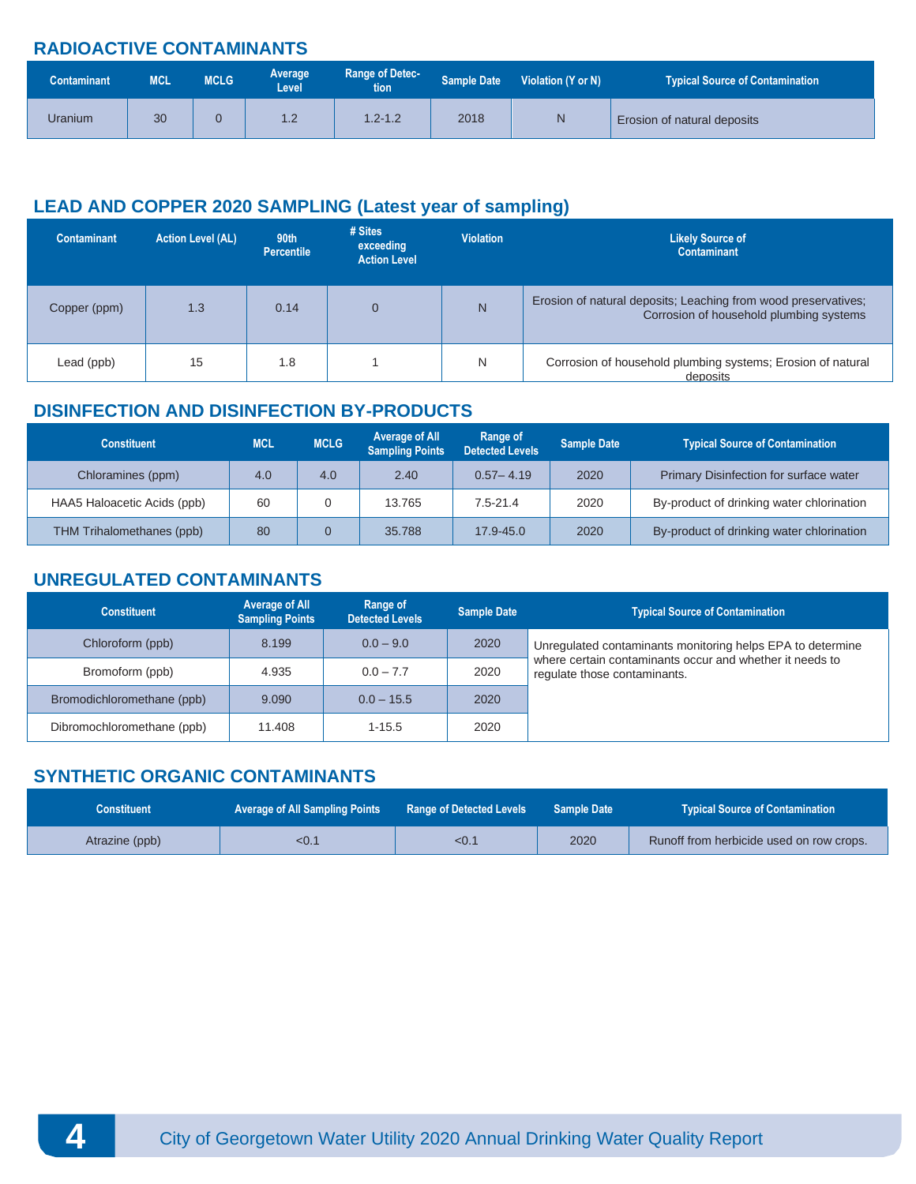## RADIOACTIVE CONTAMINANTS

| Contaminant | MCL | MCLG | Average Level | Range of Detection | Sample Date | Violation (Y or N) | Typical Source of Contamination |
|---|---|---|---|---|---|---|---|
| Uranium | 30 | 0 | 1.2 | 1.2-1.2 | 2018 | N | Erosion of natural deposits |

## LEAD AND COPPER 2020 SAMPLING (Latest year of sampling)

| Contaminant | Action Level (AL) | 90th Percentile | # Sites exceeding Action Level | Violation | Likely Source of Contaminant |
|---|---|---|---|---|---|
| Copper (ppm) | 1.3 | 0.14 | 0 | N | Erosion of natural deposits; Leaching from wood preservatives; Corrosion of household plumbing systems |
| Lead (ppb) | 15 | 1.8 | 1 | N | Corrosion of household plumbing systems; Erosion of natural deposits |

## DISINFECTION AND DISINFECTION BY-PRODUCTS

| Constituent | MCL | MCLG | Average of All Sampling Points | Range of Detected Levels | Sample Date | Typical Source of Contamination |
|---|---|---|---|---|---|---|
| Chloramines (ppm) | 4.0 | 4.0 | 2.40 | 0.57– 4.19 | 2020 | Primary Disinfection for surface water |
| HAA5 Haloacetic Acids (ppb) | 60 | 0 | 13.765 | 7.5-21.4 | 2020 | By-product of drinking water chlorination |
| THM Trihalomethanes (ppb) | 80 | 0 | 35.788 | 17.9-45.0 | 2020 | By-product of drinking water chlorination |

## UNREGULATED CONTAMINANTS

| Constituent | Average of All Sampling Points | Range of Detected Levels | Sample Date | Typical Source of Contamination |
|---|---|---|---|---|
| Chloroform (ppb) | 8.199 | 0.0 – 9.0 | 2020 | Unregulated contaminants monitoring helps EPA to determine where certain contaminants occur and whether it needs to regulate those contaminants. |
| Bromoform (ppb) | 4.935 | 0.0 – 7.7 | 2020 | |
| Bromodichloromethane (ppb) | 9.090 | 0.0 – 15.5 | 2020 | |
| Dibromochloromethane (ppb) | 11.408 | 1-15.5 | 2020 | |

## SYNTHETIC ORGANIC CONTAMINANTS

| Constituent | Average of All Sampling Points | Range of Detected Levels | Sample Date | Typical Source of Contamination |
|---|---|---|---|---|
| Atrazine (ppb) | <0.1 | <0.1 | 2020 | Runoff from herbicide used on row crops. |